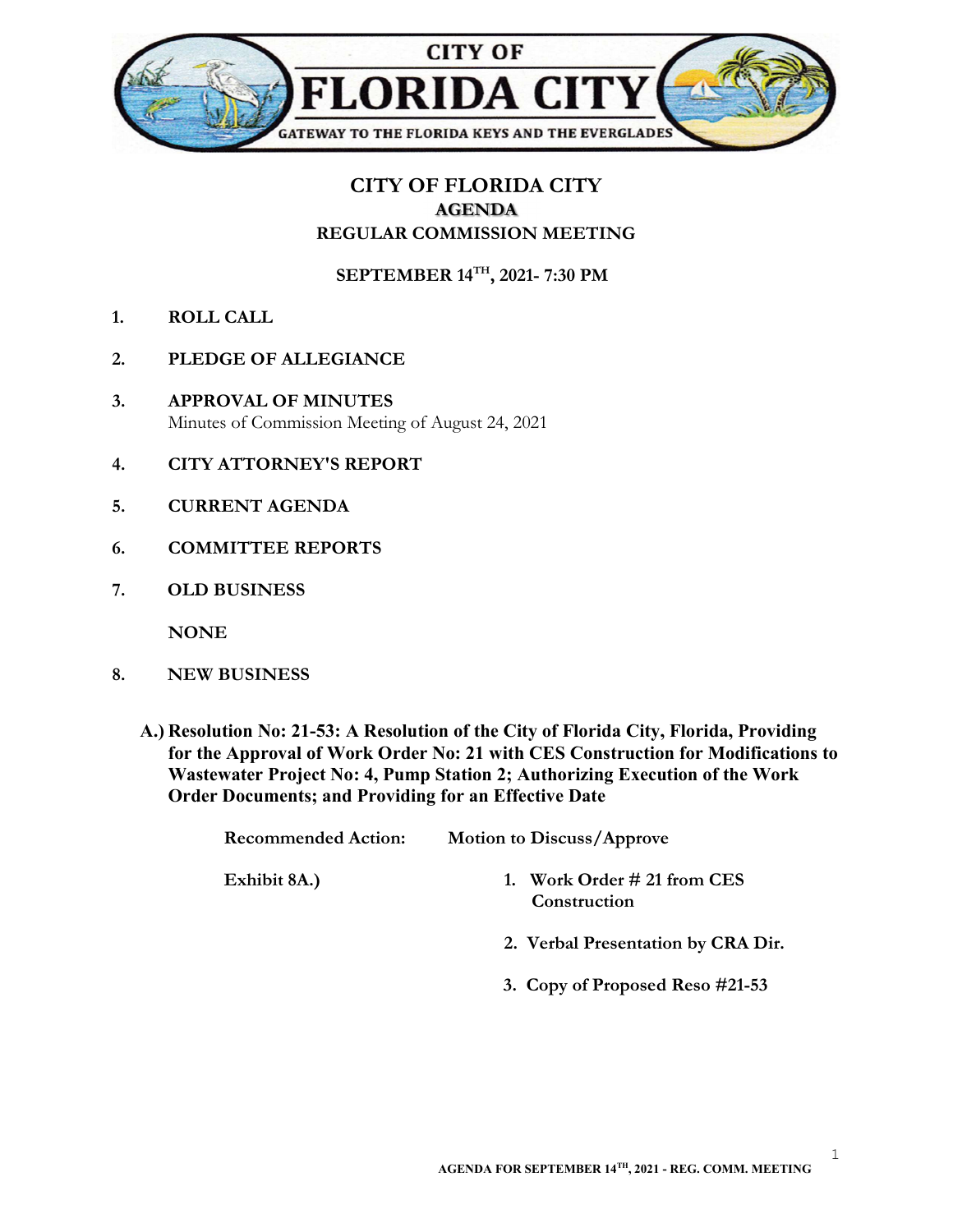CITY OF
# FLORIDA CITY
GATEWAY TO THE FLORIDA KEYS AND THE EVERGLADES

## CITY OF FLORIDA CITY
### AGENDA
### REGULAR COMMISSION MEETING

**SEPTEMBER 14TH, 2021- 7:30 PM**

1. **ROLL CALL**

2. **PLEDGE OF ALLEGIANCE**

3. **APPROVAL OF MINUTES**
   Minutes of Commission Meeting of August 24, 2021

4. **CITY ATTORNEY'S REPORT**

5. **CURRENT AGENDA**

6. **COMMITTEE REPORTS**

7. **OLD BUSINESS**

   **NONE**

8. **NEW BUSINESS**

   **A.) Resolution No: 21-53: A Resolution of the City of Florida City, Florida, Providing for the Approval of Work Order No: 21 with CES Construction for Modifications to Wastewater Project No: 4, Pump Station 2; Authorizing Execution of the Work Order Documents; and Providing for an Effective Date**

   **Recommended Action:** Motion to Discuss/Approve

   **Exhibit 8A.)**
   1. **Work Order # 21 from CES Construction**
   2. **Verbal Presentation by CRA Dir.**
   3. **Copy of Proposed Reso #21-53**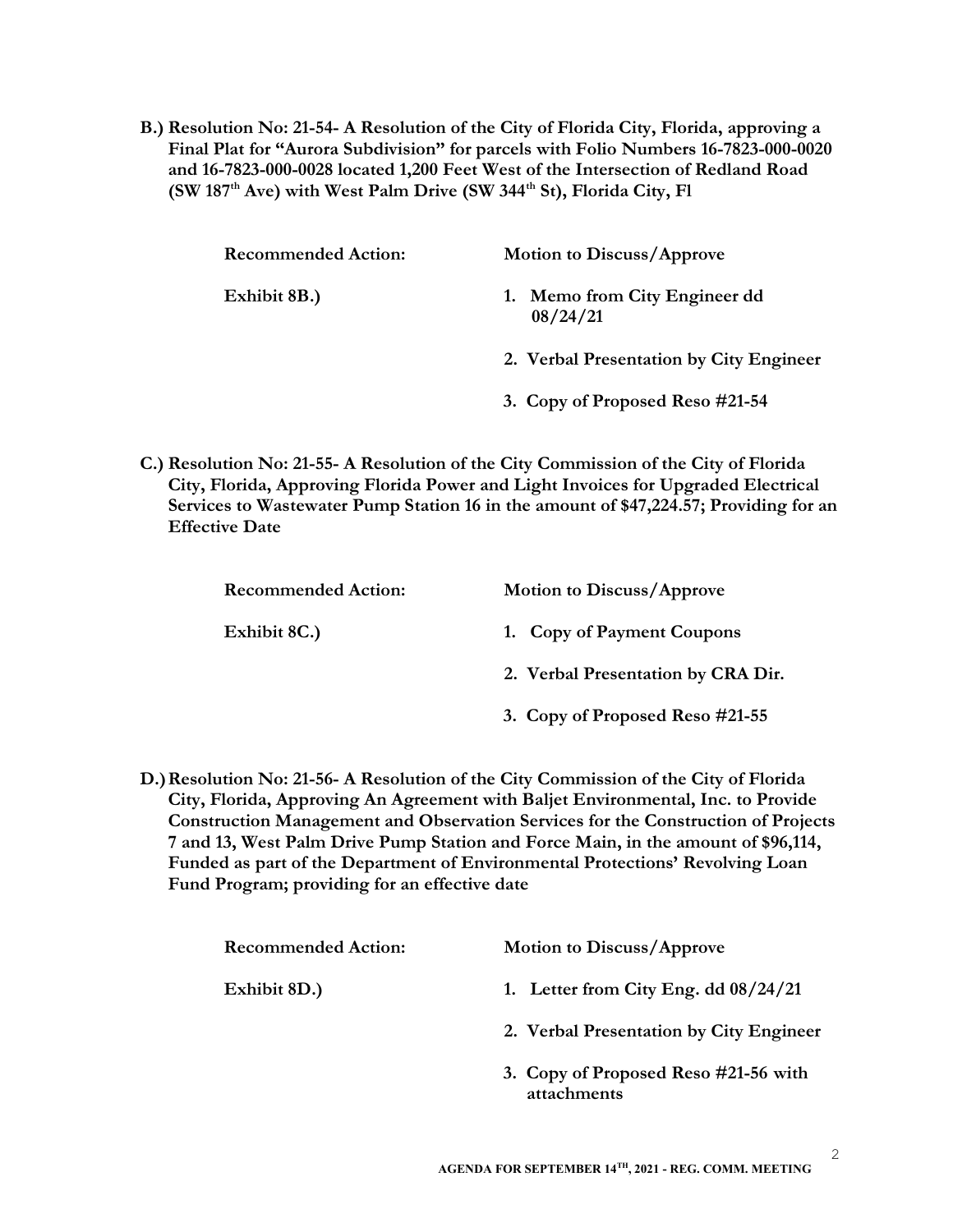**B.) Resolution No: 21-54- A Resolution of the City of Florida City, Florida, approving a Final Plat for "Aurora Subdivision" for parcels with Folio Numbers 16-7823-000-0020 and 16-7823-000-0028 located 1,200 Feet West of the Intersection of Redland Road (SW 187th Ave) with West Palm Drive (SW 344th St), Florida City, Fl**

| | |
|---|---|
| **Recommended Action:** | **Motion to Discuss/Approve** |
| **Exhibit 8B.)** | **1. Memo from City Engineer dd 08/24/21** |
| | **2. Verbal Presentation by City Engineer** |
| | **3. Copy of Proposed Reso #21-54** |

**C.) Resolution No: 21-55- A Resolution of the City Commission of the City of Florida City, Florida, Approving Florida Power and Light Invoices for Upgraded Electrical Services to Wastewater Pump Station 16 in the amount of $47,224.57; Providing for an Effective Date**

| | |
|---|---|
| **Recommended Action:** | **Motion to Discuss/Approve** |
| **Exhibit 8C.)** | **1. Copy of Payment Coupons** |
| | **2. Verbal Presentation by CRA Dir.** |
| | **3. Copy of Proposed Reso #21-55** |

**D.) Resolution No: 21-56- A Resolution of the City Commission of the City of Florida City, Florida, Approving An Agreement with Baljet Environmental, Inc. to Provide Construction Management and Observation Services for the Construction of Projects 7 and 13, West Palm Drive Pump Station and Force Main, in the amount of $96,114, Funded as part of the Department of Environmental Protections' Revolving Loan Fund Program; providing for an effective date**

| | |
|---|---|
| **Recommended Action:** | **Motion to Discuss/Approve** |
| **Exhibit 8D.)** | **1. Letter from City Eng. dd 08/24/21** |
| | **2. Verbal Presentation by City Engineer** |
| | **3. Copy of Proposed Reso #21-56 with attachments** |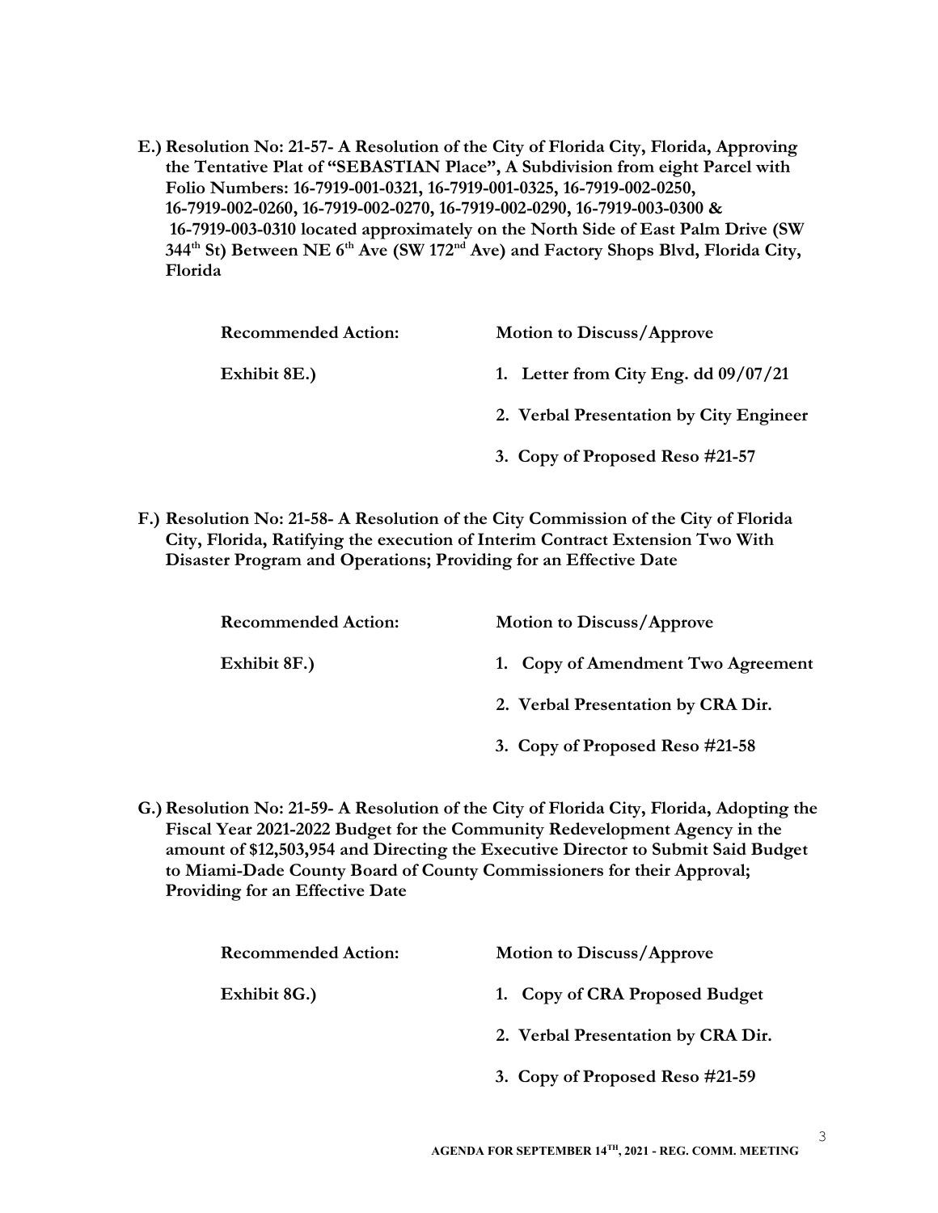**E.) Resolution No: 21-57- A Resolution of the City of Florida City, Florida, Approving the Tentative Plat of "SEBASTIAN Place", A Subdivision from eight Parcel with Folio Numbers: 16-7919-001-0321, 16-7919-001-0325, 16-7919-002-0250, 16-7919-002-0260, 16-7919-002-0270, 16-7919-002-0290, 16-7919-003-0300 & 16-7919-003-0310 located approximately on the North Side of East Palm Drive (SW 344th St) Between NE 6th Ave (SW 172nd Ave) and Factory Shops Blvd, Florida City, Florida**

| | |
|---|---|
| **Recommended Action:** | **Motion to Discuss/Approve** |
| **Exhibit 8E.)** | **1. Letter from City Eng. dd 09/07/21** |
| | **2. Verbal Presentation by City Engineer** |
| | **3. Copy of Proposed Reso #21-57** |

**F.) Resolution No: 21-58- A Resolution of the City Commission of the City of Florida City, Florida, Ratifying the execution of Interim Contract Extension Two With Disaster Program and Operations; Providing for an Effective Date**

| | |
|---|---|
| **Recommended Action:** | **Motion to Discuss/Approve** |
| **Exhibit 8F.)** | **1. Copy of Amendment Two Agreement** |
| | **2. Verbal Presentation by CRA Dir.** |
| | **3. Copy of Proposed Reso #21-58** |

**G.) Resolution No: 21-59- A Resolution of the City of Florida City, Florida, Adopting the Fiscal Year 2021-2022 Budget for the Community Redevelopment Agency in the amount of $12,503,954 and Directing the Executive Director to Submit Said Budget to Miami-Dade County Board of County Commissioners for their Approval; Providing for an Effective Date**

| | |
|---|---|
| **Recommended Action:** | **Motion to Discuss/Approve** |
| **Exhibit 8G.)** | **1. Copy of CRA Proposed Budget** |
| | **2. Verbal Presentation by CRA Dir.** |
| | **3. Copy of Proposed Reso #21-59** |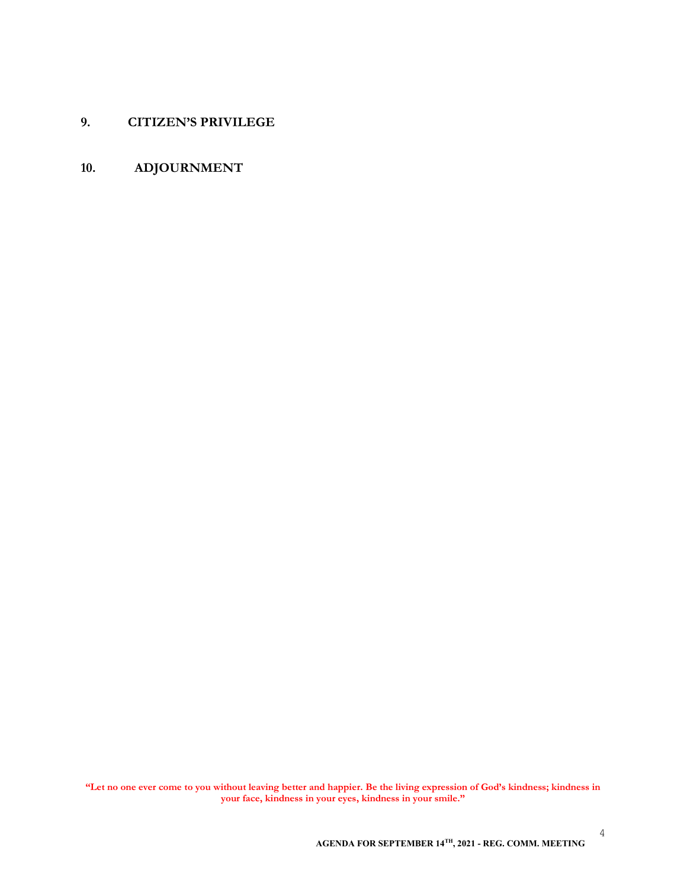**9. CITIZEN'S PRIVILEGE**

**10. ADJOURNMENT**

**"Let no one ever come to you without leaving better and happier. Be the living expression of God's kindness; kindness in your face, kindness in your eyes, kindness in your smile."**